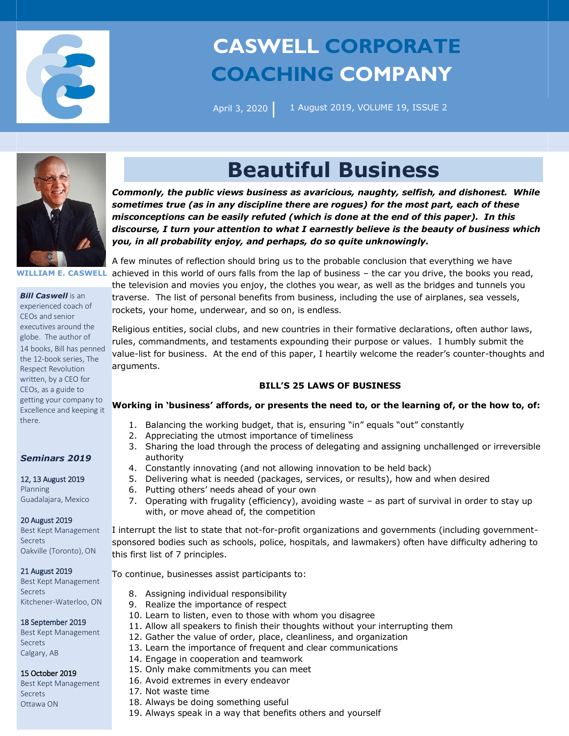# CASWELL CORPORATE COACHING COMPANY

April 3, 2020 | 1 August 2019, VOLUME 19, ISSUE 2

**WILLIAM E. CASWELL**

***Bill Caswell*** is an experienced coach of CEOs and senior executives around the globe. The author of 14 books, Bill has penned the 12-book series, The Respect Revolution written, by a CEO for CEOs, as a guide to getting your company to Excellence and keeping it there.

### *Seminars 2019*

12, 13 August 2019
Planning
Guadalajara, Mexico

20 August 2019
Best Kept Management Secrets
Oakville (Toronto), ON

21 August 2019
Best Kept Management Secrets
Kitchener-Waterloo, ON

18 September 2019
Best Kept Management Secrets
Calgary, AB

15 October 2019
Best Kept Management Secrets
Ottawa ON

# Beautiful Business

***Commonly, the public views business as avaricious, naughty, selfish, and dishonest. While sometimes true (as in any discipline there are rogues) for the most part, each of these misconceptions can be easily refuted (which is done at the end of this paper). In this discourse, I turn your attention to what I earnestly believe is the beauty of business which you, in all probability enjoy, and perhaps, do so quite unknowingly.***

A few minutes of reflection should bring us to the probable conclusion that everything we have achieved in this world of ours falls from the lap of business – the car you drive, the books you read, the television and movies you enjoy, the clothes you wear, as well as the bridges and tunnels you traverse. The list of personal benefits from business, including the use of airplanes, sea vessels, rockets, your home, underwear, and so on, is endless.

Religious entities, social clubs, and new countries in their formative declarations, often author laws, rules, commandments, and testaments expounding their purpose or values. I humbly submit the value-list for business. At the end of this paper, I heartily welcome the reader's counter-thoughts and arguments.

**BILL'S 25 LAWS OF BUSINESS**

**Working in 'business' affords, or presents the need to, or the learning of, or the how to, of:**

1. Balancing the working budget, that is, ensuring "in" equals "out" constantly
2. Appreciating the utmost importance of timeliness
3. Sharing the load through the process of delegating and assigning unchallenged or irreversible authority
4. Constantly innovating (and not allowing innovation to be held back)
5. Delivering what is needed (packages, services, or results), how and when desired
6. Putting others' needs ahead of your own
7. Operating with frugality (efficiency), avoiding waste – as part of survival in order to stay up with, or move ahead of, the competition

I interrupt the list to state that not-for-profit organizations and governments (including government-sponsored bodies such as schools, police, hospitals, and lawmakers) often have difficulty adhering to this first list of 7 principles.

To continue, businesses assist participants to:

8. Assigning individual responsibility
9. Realize the importance of respect
10. Learn to listen, even to those with whom you disagree
11. Allow all speakers to finish their thoughts without your interrupting them
12. Gather the value of order, place, cleanliness, and organization
13. Learn the importance of frequent and clear communications
14. Engage in cooperation and teamwork
15. Only make commitments you can meet
16. Avoid extremes in every endeavor
17. Not waste time
18. Always be doing something useful
19. Always speak in a way that benefits others and yourself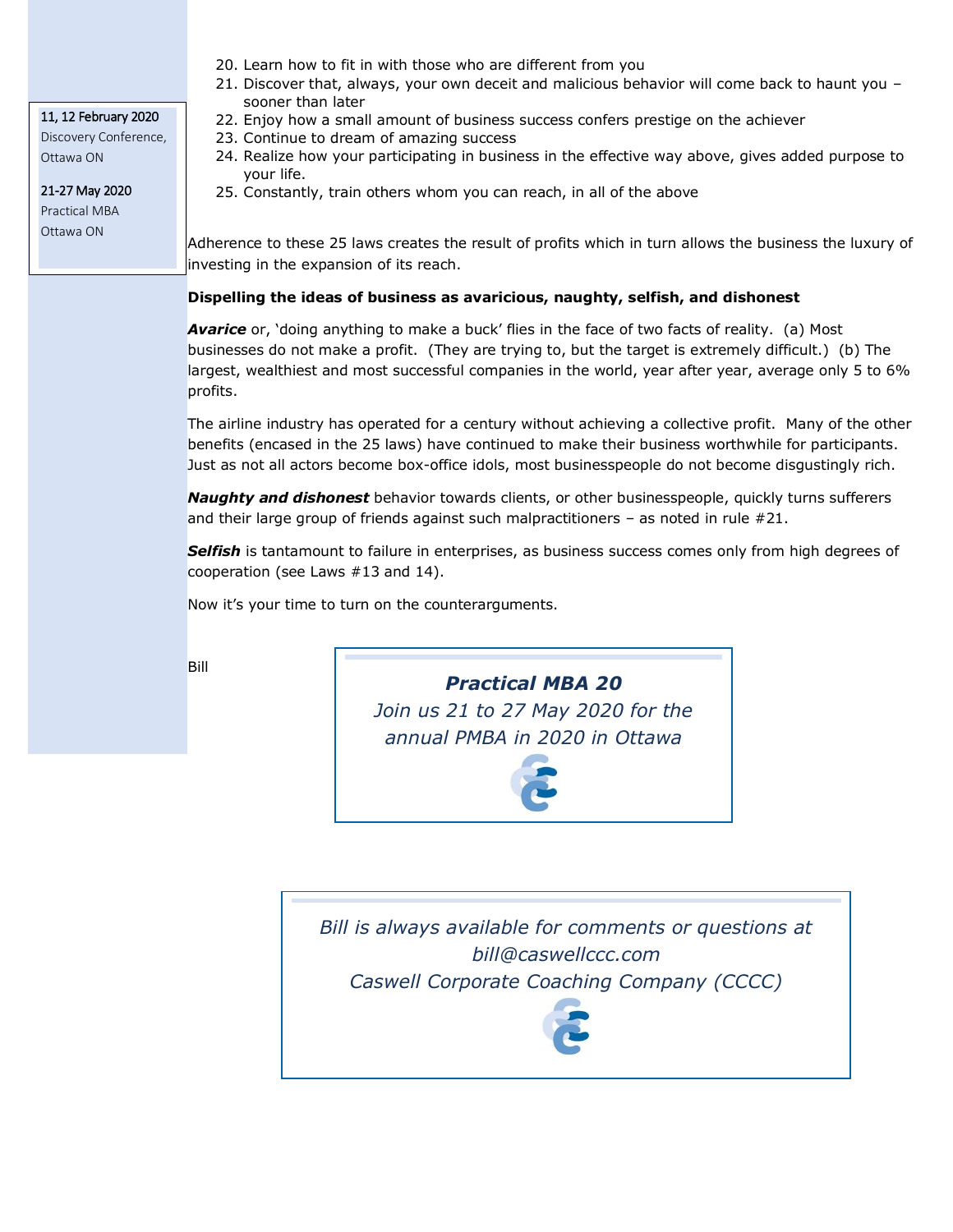11, 12 February 2020
Discovery Conference, Ottawa ON

21-27 May 2020
Practical MBA
Ottawa ON

20. Learn how to fit in with those who are different from you
21. Discover that, always, your own deceit and malicious behavior will come back to haunt you – sooner than later
22. Enjoy how a small amount of business success confers prestige on the achiever
23. Continue to dream of amazing success
24. Realize how your participating in business in the effective way above, gives added purpose to your life.
25. Constantly, train others whom you can reach, in all of the above

Adherence to these 25 laws creates the result of profits which in turn allows the business the luxury of investing in the expansion of its reach.

**Dispelling the ideas of business as avaricious, naughty, selfish, and dishonest**

***Avarice*** or, 'doing anything to make a buck' flies in the face of two facts of reality. (a) Most businesses do not make a profit. (They are trying to, but the target is extremely difficult.) (b) The largest, wealthiest and most successful companies in the world, year after year, average only 5 to 6% profits.

The airline industry has operated for a century without achieving a collective profit. Many of the other benefits (encased in the 25 laws) have continued to make their business worthwhile for participants. Just as not all actors become box-office idols, most businesspeople do not become disgustingly rich.

***Naughty and dishonest*** behavior towards clients, or other businesspeople, quickly turns sufferers and their large group of friends against such malpractitioners – as noted in rule #21.

***Selfish*** is tantamount to failure in enterprises, as business success comes only from high degrees of cooperation (see Laws #13 and 14).

Now it's your time to turn on the counterarguments.

Bill

***Practical MBA 20***

*Join us 21 to 27 May 2020 for the annual PMBA in 2020 in Ottawa*

*Bill is always available for comments or questions at bill@caswellccc.com*

*Caswell Corporate Coaching Company (CCCC)*